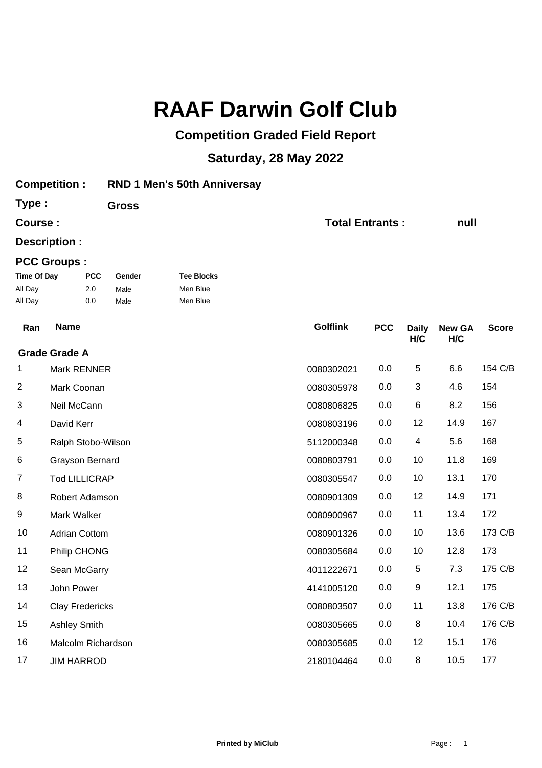# RAAF Darwin Golf Club

## Competition Graded Field Report

## Saturday, 28 May 2022

**Competition :** **RND 1 Men's 50th Anniversay**

**Type :** **Gross**

**Course :**

**Total Entrants :** **null**

**Description :**

**PCC Groups :**

| Time Of Day | PCC | Gender | Tee Blocks |
|---|---|---|---|
| All Day | 2.0 | Male | Men Blue |
| All Day | 0.0 | Male | Men Blue |

| Ran | Name | Golflink | PCC | Daily H/C | New GA H/C | Score |
|---|---|---|---|---|---|---|
| **Grade Grade A** | | | | | | |
| 1 | Mark RENNER | 0080302021 | 0.0 | 5 | 6.6 | 154 C/B |
| 2 | Mark Coonan | 0080305978 | 0.0 | 3 | 4.6 | 154 |
| 3 | Neil McCann | 0080806825 | 0.0 | 6 | 8.2 | 156 |
| 4 | David Kerr | 0080803196 | 0.0 | 12 | 14.9 | 167 |
| 5 | Ralph Stobo-Wilson | 5112000348 | 0.0 | 4 | 5.6 | 168 |
| 6 | Grayson Bernard | 0080803791 | 0.0 | 10 | 11.8 | 169 |
| 7 | Tod LILLICRAP | 0080305547 | 0.0 | 10 | 13.1 | 170 |
| 8 | Robert Adamson | 0080901309 | 0.0 | 12 | 14.9 | 171 |
| 9 | Mark Walker | 0080900967 | 0.0 | 11 | 13.4 | 172 |
| 10 | Adrian Cottom | 0080901326 | 0.0 | 10 | 13.6 | 173 C/B |
| 11 | Philip CHONG | 0080305684 | 0.0 | 10 | 12.8 | 173 |
| 12 | Sean McGarry | 4011222671 | 0.0 | 5 | 7.3 | 175 C/B |
| 13 | John Power | 4141005120 | 0.0 | 9 | 12.1 | 175 |
| 14 | Clay Fredericks | 0080803507 | 0.0 | 11 | 13.8 | 176 C/B |
| 15 | Ashley Smith | 0080305665 | 0.0 | 8 | 10.4 | 176 C/B |
| 16 | Malcolm Richardson | 0080305685 | 0.0 | 12 | 15.1 | 176 |
| 17 | JIM HARROD | 2180104464 | 0.0 | 8 | 10.5 | 177 |

**Printed by MiClub**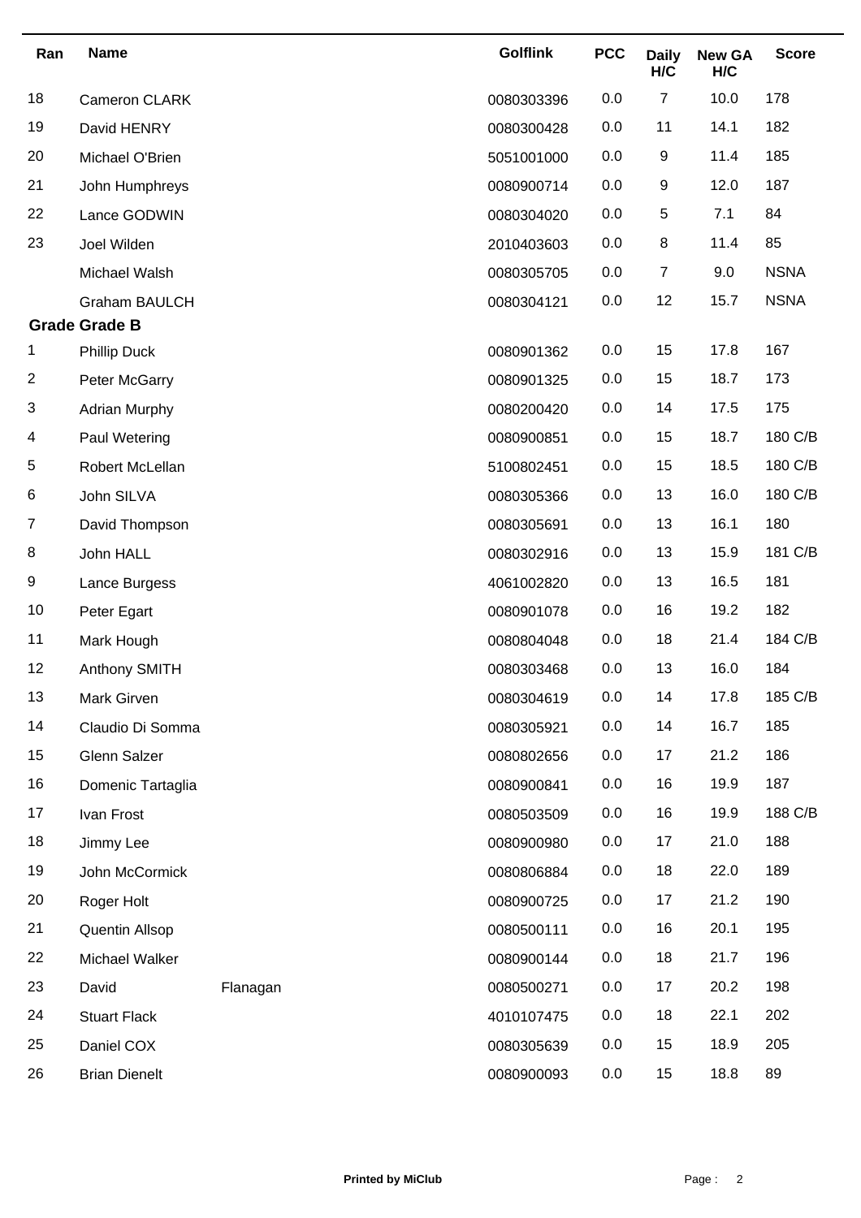| Ran | Name | Golflink | PCC | Daily H/C | New GA H/C | Score |
|---|---|---|---|---|---|---|
| 18 | Cameron CLARK | 0080303396 | 0.0 | 7 | 10.0 | 178 |
| 19 | David HENRY | 0080300428 | 0.0 | 11 | 14.1 | 182 |
| 20 | Michael O'Brien | 5051001000 | 0.0 | 9 | 11.4 | 185 |
| 21 | John Humphreys | 0080900714 | 0.0 | 9 | 12.0 | 187 |
| 22 | Lance GODWIN | 0080304020 | 0.0 | 5 | 7.1 | 84 |
| 23 | Joel Wilden | 2010403603 | 0.0 | 8 | 11.4 | 85 |
| | Michael Walsh | 0080305705 | 0.0 | 7 | 9.0 | NSNA |
| | Graham BAULCH | 0080304121 | 0.0 | 12 | 15.7 | NSNA |
| **Grade Grade B** | | | | | | |
| 1 | Phillip Duck | 0080901362 | 0.0 | 15 | 17.8 | 167 |
| 2 | Peter McGarry | 0080901325 | 0.0 | 15 | 18.7 | 173 |
| 3 | Adrian Murphy | 0080200420 | 0.0 | 14 | 17.5 | 175 |
| 4 | Paul Wetering | 0080900851 | 0.0 | 15 | 18.7 | 180 C/B |
| 5 | Robert McLellan | 5100802451 | 0.0 | 15 | 18.5 | 180 C/B |
| 6 | John SILVA | 0080305366 | 0.0 | 13 | 16.0 | 180 C/B |
| 7 | David Thompson | 0080305691 | 0.0 | 13 | 16.1 | 180 |
| 8 | John HALL | 0080302916 | 0.0 | 13 | 15.9 | 181 C/B |
| 9 | Lance Burgess | 4061002820 | 0.0 | 13 | 16.5 | 181 |
| 10 | Peter Egart | 0080901078 | 0.0 | 16 | 19.2 | 182 |
| 11 | Mark Hough | 0080804048 | 0.0 | 18 | 21.4 | 184 C/B |
| 12 | Anthony SMITH | 0080303468 | 0.0 | 13 | 16.0 | 184 |
| 13 | Mark Girven | 0080304619 | 0.0 | 14 | 17.8 | 185 C/B |
| 14 | Claudio Di Somma | 0080305921 | 0.0 | 14 | 16.7 | 185 |
| 15 | Glenn Salzer | 0080802656 | 0.0 | 17 | 21.2 | 186 |
| 16 | Domenic Tartaglia | 0080900841 | 0.0 | 16 | 19.9 | 187 |
| 17 | Ivan Frost | 0080503509 | 0.0 | 16 | 19.9 | 188 C/B |
| 18 | Jimmy Lee | 0080900980 | 0.0 | 17 | 21.0 | 188 |
| 19 | John McCormick | 0080806884 | 0.0 | 18 | 22.0 | 189 |
| 20 | Roger Holt | 0080900725 | 0.0 | 17 | 21.2 | 190 |
| 21 | Quentin Allsop | 0080500111 | 0.0 | 16 | 20.1 | 195 |
| 22 | Michael Walker | 0080900144 | 0.0 | 18 | 21.7 | 196 |
| 23 | David Flanagan | 0080500271 | 0.0 | 17 | 20.2 | 198 |
| 24 | Stuart Flack | 4010107475 | 0.0 | 18 | 22.1 | 202 |
| 25 | Daniel COX | 0080305639 | 0.0 | 15 | 18.9 | 205 |
| 26 | Brian Dienelt | 0080900093 | 0.0 | 15 | 18.8 | 89 |

**Printed by MiClub**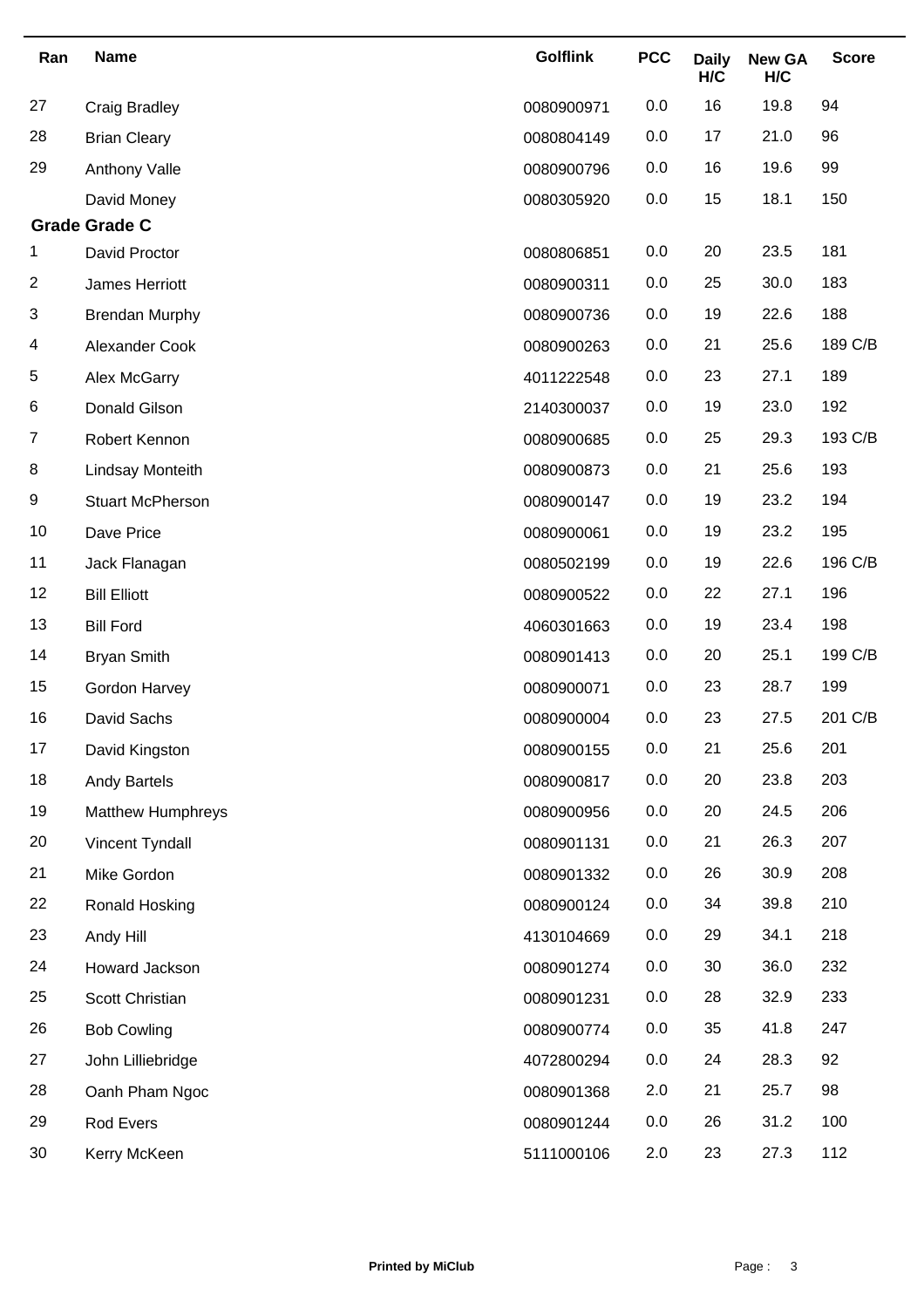| Ran | Name | Golflink | PCC | Daily H/C | New GA H/C | Score |
|---|---|---|---|---|---|---|
| 27 | Craig Bradley | 0080900971 | 0.0 | 16 | 19.8 | 94 |
| 28 | Brian Cleary | 0080804149 | 0.0 | 17 | 21.0 | 96 |
| 29 | Anthony Valle | 0080900796 | 0.0 | 16 | 19.6 | 99 |
| | David Money | 0080305920 | 0.0 | 15 | 18.1 | 150 |
| **Grade Grade C** | | | | | | |
| 1 | David Proctor | 0080806851 | 0.0 | 20 | 23.5 | 181 |
| 2 | James Herriott | 0080900311 | 0.0 | 25 | 30.0 | 183 |
| 3 | Brendan Murphy | 0080900736 | 0.0 | 19 | 22.6 | 188 |
| 4 | Alexander Cook | 0080900263 | 0.0 | 21 | 25.6 | 189 C/B |
| 5 | Alex McGarry | 4011222548 | 0.0 | 23 | 27.1 | 189 |
| 6 | Donald Gilson | 2140300037 | 0.0 | 19 | 23.0 | 192 |
| 7 | Robert Kennon | 0080900685 | 0.0 | 25 | 29.3 | 193 C/B |
| 8 | Lindsay Monteith | 0080900873 | 0.0 | 21 | 25.6 | 193 |
| 9 | Stuart McPherson | 0080900147 | 0.0 | 19 | 23.2 | 194 |
| 10 | Dave Price | 0080900061 | 0.0 | 19 | 23.2 | 195 |
| 11 | Jack Flanagan | 0080502199 | 0.0 | 19 | 22.6 | 196 C/B |
| 12 | Bill Elliott | 0080900522 | 0.0 | 22 | 27.1 | 196 |
| 13 | Bill Ford | 4060301663 | 0.0 | 19 | 23.4 | 198 |
| 14 | Bryan Smith | 0080901413 | 0.0 | 20 | 25.1 | 199 C/B |
| 15 | Gordon Harvey | 0080900071 | 0.0 | 23 | 28.7 | 199 |
| 16 | David Sachs | 0080900004 | 0.0 | 23 | 27.5 | 201 C/B |
| 17 | David Kingston | 0080900155 | 0.0 | 21 | 25.6 | 201 |
| 18 | Andy Bartels | 0080900817 | 0.0 | 20 | 23.8 | 203 |
| 19 | Matthew Humphreys | 0080900956 | 0.0 | 20 | 24.5 | 206 |
| 20 | Vincent Tyndall | 0080901131 | 0.0 | 21 | 26.3 | 207 |
| 21 | Mike Gordon | 0080901332 | 0.0 | 26 | 30.9 | 208 |
| 22 | Ronald Hosking | 0080900124 | 0.0 | 34 | 39.8 | 210 |
| 23 | Andy Hill | 4130104669 | 0.0 | 29 | 34.1 | 218 |
| 24 | Howard Jackson | 0080901274 | 0.0 | 30 | 36.0 | 232 |
| 25 | Scott Christian | 0080901231 | 0.0 | 28 | 32.9 | 233 |
| 26 | Bob Cowling | 0080900774 | 0.0 | 35 | 41.8 | 247 |
| 27 | John Lilliebridge | 4072800294 | 0.0 | 24 | 28.3 | 92 |
| 28 | Oanh Pham Ngoc | 0080901368 | 2.0 | 21 | 25.7 | 98 |
| 29 | Rod Evers | 0080901244 | 0.0 | 26 | 31.2 | 100 |
| 30 | Kerry McKeen | 5111000106 | 2.0 | 23 | 27.3 | 112 |

**Printed by MiClub**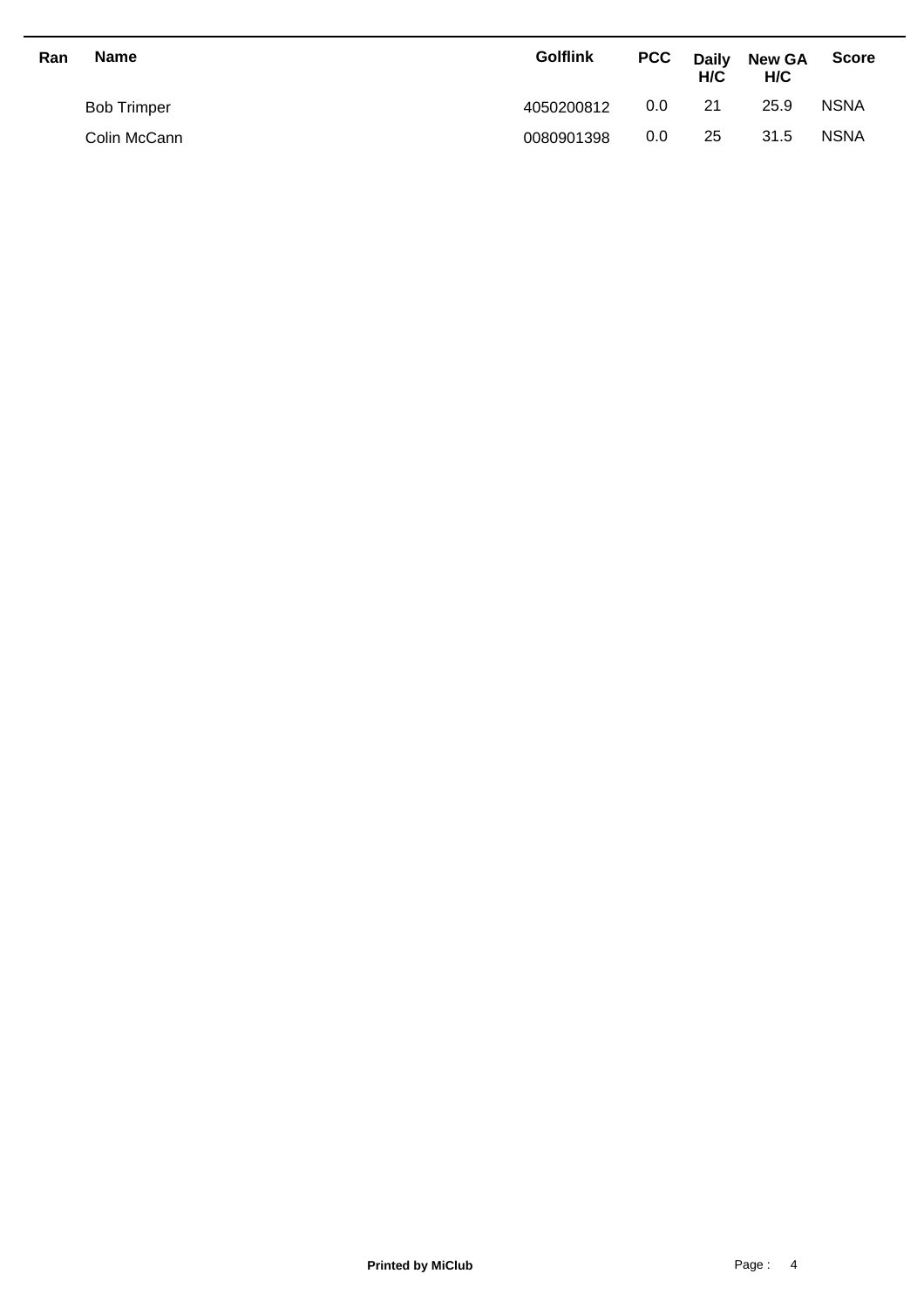| Ran | Name | Golflink | PCC | Daily H/C | New GA H/C | Score |
|---|---|---|---|---|---|---|
| | Bob Trimper | 4050200812 | 0.0 | 21 | 25.9 | NSNA |
| | Colin McCann | 0080901398 | 0.0 | 25 | 31.5 | NSNA |

**Printed by MiClub**